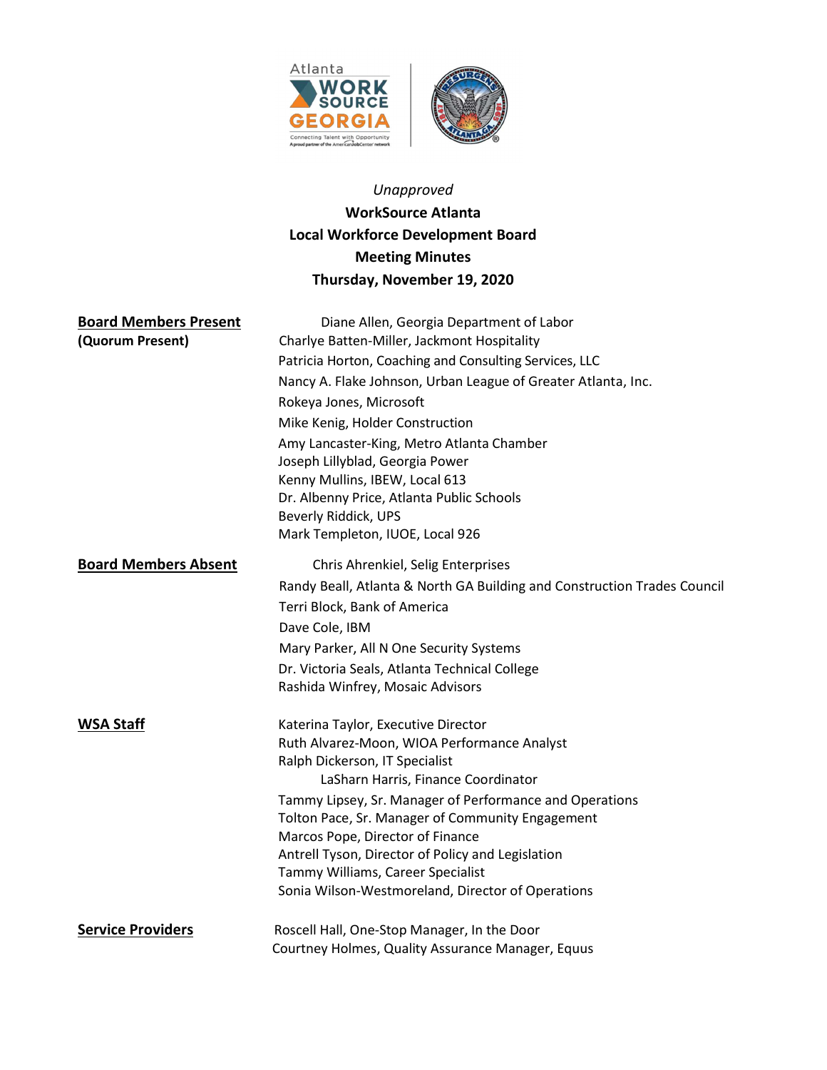*Unapproved*

**WorkSource Atlanta**
**Local Workforce Development Board**
**Meeting Minutes**
**Thursday, November 19, 2020**

| | |
|---|---|
| **Board Members Present** | Diane Allen, Georgia Department of Labor |
| **(Quorum Present)** | Charlye Batten-Miller, Jackmont Hospitality |
| | Patricia Horton, Coaching and Consulting Services, LLC |
| | Nancy A. Flake Johnson, Urban League of Greater Atlanta, Inc. |
| | Rokeya Jones, Microsoft |
| | Mike Kenig, Holder Construction |
| | Amy Lancaster-King, Metro Atlanta Chamber |
| | Joseph Lillyblad, Georgia Power |
| | Kenny Mullins, IBEW, Local 613 |
| | Dr. Albenny Price, Atlanta Public Schools |
| | Beverly Riddick, UPS |
| | Mark Templeton, IUOE, Local 926 |
| **Board Members Absent** | Chris Ahrenkiel, Selig Enterprises |
| | Randy Beall, Atlanta & North GA Building and Construction Trades Council |
| | Terri Block, Bank of America |
| | Dave Cole, IBM |
| | Mary Parker, All N One Security Systems |
| | Dr. Victoria Seals, Atlanta Technical College |
| | Rashida Winfrey, Mosaic Advisors |
| **WSA Staff** | Katerina Taylor, Executive Director |
| | Ruth Alvarez-Moon, WIOA Performance Analyst |
| | Ralph Dickerson, IT Specialist |
| | LaSharn Harris, Finance Coordinator |
| | Tammy Lipsey, Sr. Manager of Performance and Operations |
| | Tolton Pace, Sr. Manager of Community Engagement |
| | Marcos Pope, Director of Finance |
| | Antrell Tyson, Director of Policy and Legislation |
| | Tammy Williams, Career Specialist |
| | Sonia Wilson-Westmoreland, Director of Operations |
| **Service Providers** | Roscell Hall, One-Stop Manager, In the Door |
| | Courtney Holmes, Quality Assurance Manager, Equus |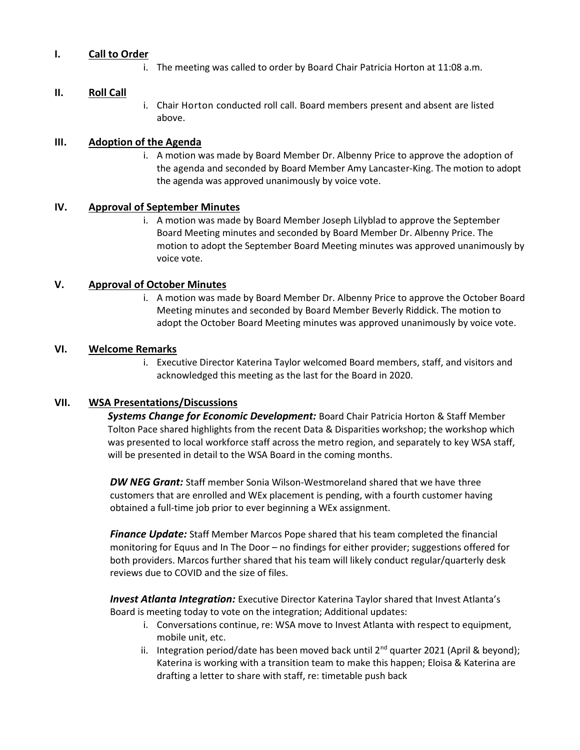## I. Call to Order

i. The meeting was called to order by Board Chair Patricia Horton at 11:08 a.m.

## II. Roll Call

i. Chair Horton conducted roll call. Board members present and absent are listed above.

## III. Adoption of the Agenda

i. A motion was made by Board Member Dr. Albenny Price to approve the adoption of the agenda and seconded by Board Member Amy Lancaster-King. The motion to adopt the agenda was approved unanimously by voice vote.

## IV. Approval of September Minutes

i. A motion was made by Board Member Joseph Lilyblad to approve the September Board Meeting minutes and seconded by Board Member Dr. Albenny Price. The motion to adopt the September Board Meeting minutes was approved unanimously by voice vote.

## V. Approval of October Minutes

i. A motion was made by Board Member Dr. Albenny Price to approve the October Board Meeting minutes and seconded by Board Member Beverly Riddick. The motion to adopt the October Board Meeting minutes was approved unanimously by voice vote.

## VI. Welcome Remarks

i. Executive Director Katerina Taylor welcomed Board members, staff, and visitors and acknowledged this meeting as the last for the Board in 2020.

## VII. WSA Presentations/Discussions

***Systems Change for Economic Development:*** Board Chair Patricia Horton & Staff Member Tolton Pace shared highlights from the recent Data & Disparities workshop; the workshop which was presented to local workforce staff across the metro region, and separately to key WSA staff, will be presented in detail to the WSA Board in the coming months.

***DW NEG Grant:*** Staff member Sonia Wilson-Westmoreland shared that we have three customers that are enrolled and WEx placement is pending, with a fourth customer having obtained a full-time job prior to ever beginning a WEx assignment.

***Finance Update:*** Staff Member Marcos Pope shared that his team completed the financial monitoring for Equus and In The Door – no findings for either provider; suggestions offered for both providers. Marcos further shared that his team will likely conduct regular/quarterly desk reviews due to COVID and the size of files.

***Invest Atlanta Integration:*** Executive Director Katerina Taylor shared that Invest Atlanta's Board is meeting today to vote on the integration; Additional updates:

i. Conversations continue, re: WSA move to Invest Atlanta with respect to equipment, mobile unit, etc.
ii. Integration period/date has been moved back until 2nd quarter 2021 (April & beyond); Katerina is working with a transition team to make this happen; Eloisa & Katerina are drafting a letter to share with staff, re: timetable push back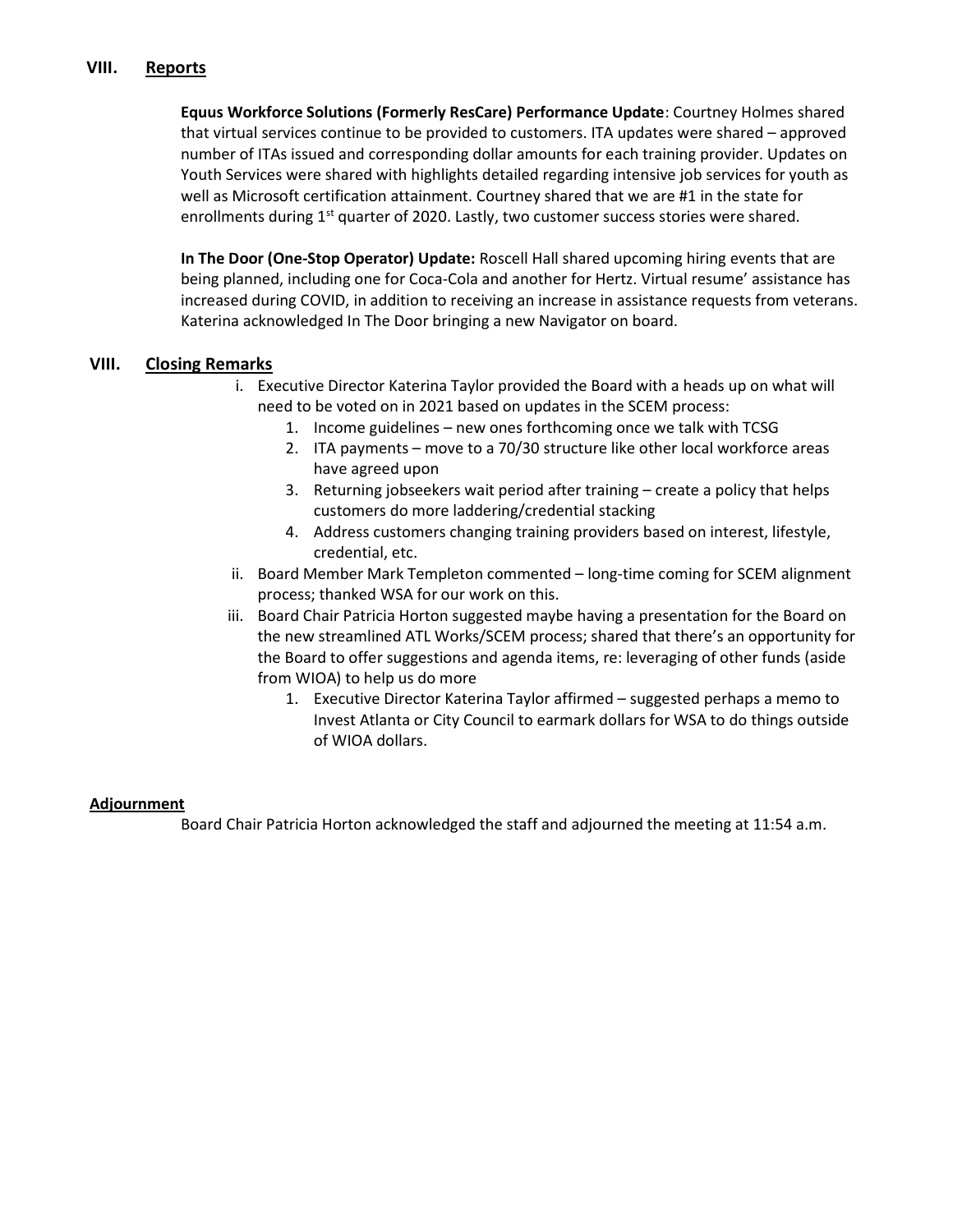## VIII. Reports

**Equus Workforce Solutions (Formerly ResCare) Performance Update**: Courtney Holmes shared that virtual services continue to be provided to customers. ITA updates were shared – approved number of ITAs issued and corresponding dollar amounts for each training provider. Updates on Youth Services were shared with highlights detailed regarding intensive job services for youth as well as Microsoft certification attainment. Courtney shared that we are #1 in the state for enrollments during 1st quarter of 2020. Lastly, two customer success stories were shared.

**In The Door (One-Stop Operator) Update:** Roscell Hall shared upcoming hiring events that are being planned, including one for Coca-Cola and another for Hertz. Virtual resume' assistance has increased during COVID, in addition to receiving an increase in assistance requests from veterans. Katerina acknowledged In The Door bringing a new Navigator on board.

## VIII. Closing Remarks

i. Executive Director Katerina Taylor provided the Board with a heads up on what will need to be voted on in 2021 based on updates in the SCEM process:
   1. Income guidelines – new ones forthcoming once we talk with TCSG
   2. ITA payments – move to a 70/30 structure like other local workforce areas have agreed upon
   3. Returning jobseekers wait period after training – create a policy that helps customers do more laddering/credential stacking
   4. Address customers changing training providers based on interest, lifestyle, credential, etc.

ii. Board Member Mark Templeton commented – long-time coming for SCEM alignment process; thanked WSA for our work on this.

iii. Board Chair Patricia Horton suggested maybe having a presentation for the Board on the new streamlined ATL Works/SCEM process; shared that there's an opportunity for the Board to offer suggestions and agenda items, re: leveraging of other funds (aside from WIOA) to help us do more
   1. Executive Director Katerina Taylor affirmed – suggested perhaps a memo to Invest Atlanta or City Council to earmark dollars for WSA to do things outside of WIOA dollars.

## Adjournment

Board Chair Patricia Horton acknowledged the staff and adjourned the meeting at 11:54 a.m.